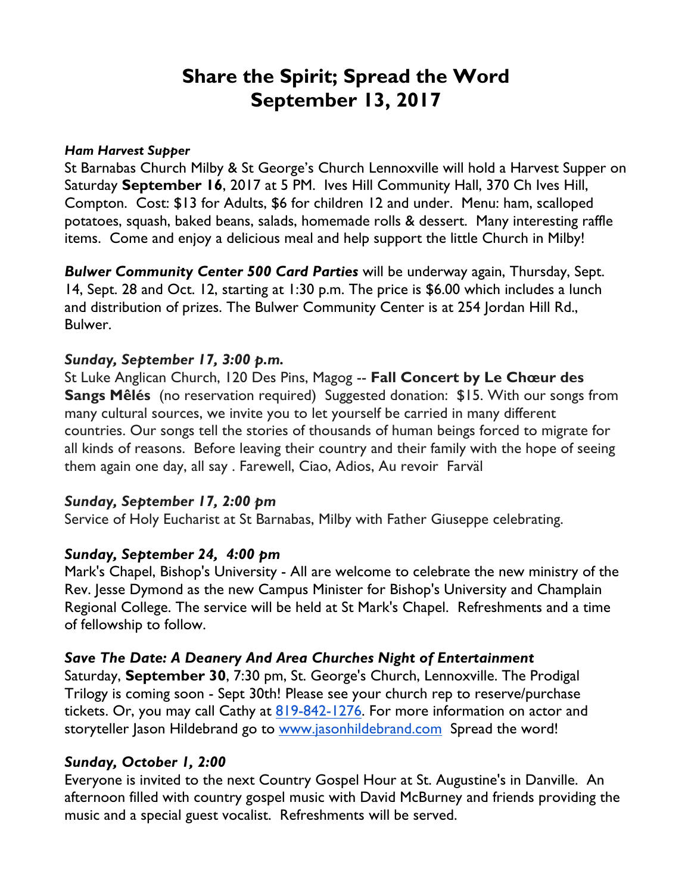# Share the Spirit; Spread the Word
# September 13, 2017

***Ham Harvest Supper***
St Barnabas Church Milby & St George's Church Lennoxville will hold a Harvest Supper on Saturday **September 16**, 2017 at 5 PM. Ives Hill Community Hall, 370 Ch Ives Hill, Compton. Cost: $13 for Adults, $6 for children 12 and under. Menu: ham, scalloped potatoes, squash, baked beans, salads, homemade rolls & dessert. Many interesting raffle items. Come and enjoy a delicious meal and help support the little Church in Milby!

***Bulwer Community Center 500 Card Parties*** will be underway again, Thursday, Sept. 14, Sept. 28 and Oct. 12, starting at 1:30 p.m. The price is $6.00 which includes a lunch and distribution of prizes. The Bulwer Community Center is at 254 Jordan Hill Rd., Bulwer.

***Sunday, September 17, 3:00 p.m.***
St Luke Anglican Church, 120 Des Pins, Magog -- **Fall Concert by Le Chœur des Sangs Mêlés** (no reservation required) Suggested donation: $15. With our songs from many cultural sources, we invite you to let yourself be carried in many different countries. Our songs tell the stories of thousands of human beings forced to migrate for all kinds of reasons. Before leaving their country and their family with the hope of seeing them again one day, all say . Farewell, Ciao, Adios, Au revoir Farväl

***Sunday, September 17, 2:00 pm***
Service of Holy Eucharist at St Barnabas, Milby with Father Giuseppe celebrating.

***Sunday, September 24, 4:00 pm***
Mark's Chapel, Bishop's University - All are welcome to celebrate the new ministry of the Rev. Jesse Dymond as the new Campus Minister for Bishop's University and Champlain Regional College. The service will be held at St Mark's Chapel. Refreshments and a time of fellowship to follow.

***Save The Date: A Deanery And Area Churches Night of Entertainment***
Saturday, **September 30**, 7:30 pm, St. George's Church, Lennoxville. The Prodigal Trilogy is coming soon - Sept 30th! Please see your church rep to reserve/purchase tickets. Or, you may call Cathy at 819-842-1276. For more information on actor and storyteller Jason Hildebrand go to www.jasonhildebrand.com Spread the word!

***Sunday, October 1, 2:00***
Everyone is invited to the next Country Gospel Hour at St. Augustine's in Danville. An afternoon filled with country gospel music with David McBurney and friends providing the music and a special guest vocalist. Refreshments will be served.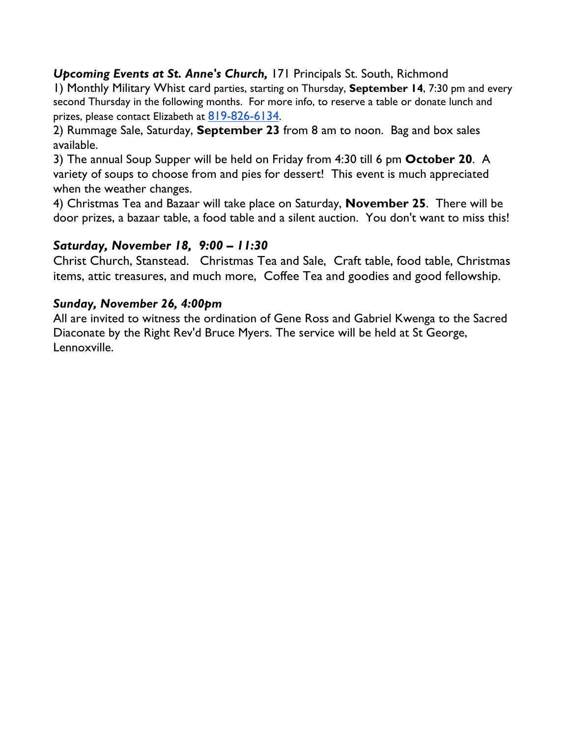***Upcoming Events at St. Anne's Church,*** 171 Principals St. South, Richmond

1) Monthly Military Whist card parties, starting on Thursday, **September 14**, 7:30 pm and every second Thursday in the following months. For more info, to reserve a table or donate lunch and prizes, please contact Elizabeth at 819-826-6134.

2) Rummage Sale, Saturday, **September 23** from 8 am to noon. Bag and box sales available.

3) The annual Soup Supper will be held on Friday from 4:30 till 6 pm **October 20**. A variety of soups to choose from and pies for dessert! This event is much appreciated when the weather changes.

4) Christmas Tea and Bazaar will take place on Saturday, **November 25**. There will be door prizes, a bazaar table, a food table and a silent auction. You don't want to miss this!

***Saturday, November 18, 9:00 – 11:30***

Christ Church, Stanstead. Christmas Tea and Sale, Craft table, food table, Christmas items, attic treasures, and much more, Coffee Tea and goodies and good fellowship.

***Sunday, November 26, 4:00pm***

All are invited to witness the ordination of Gene Ross and Gabriel Kwenga to the Sacred Diaconate by the Right Rev'd Bruce Myers. The service will be held at St George, Lennoxville.